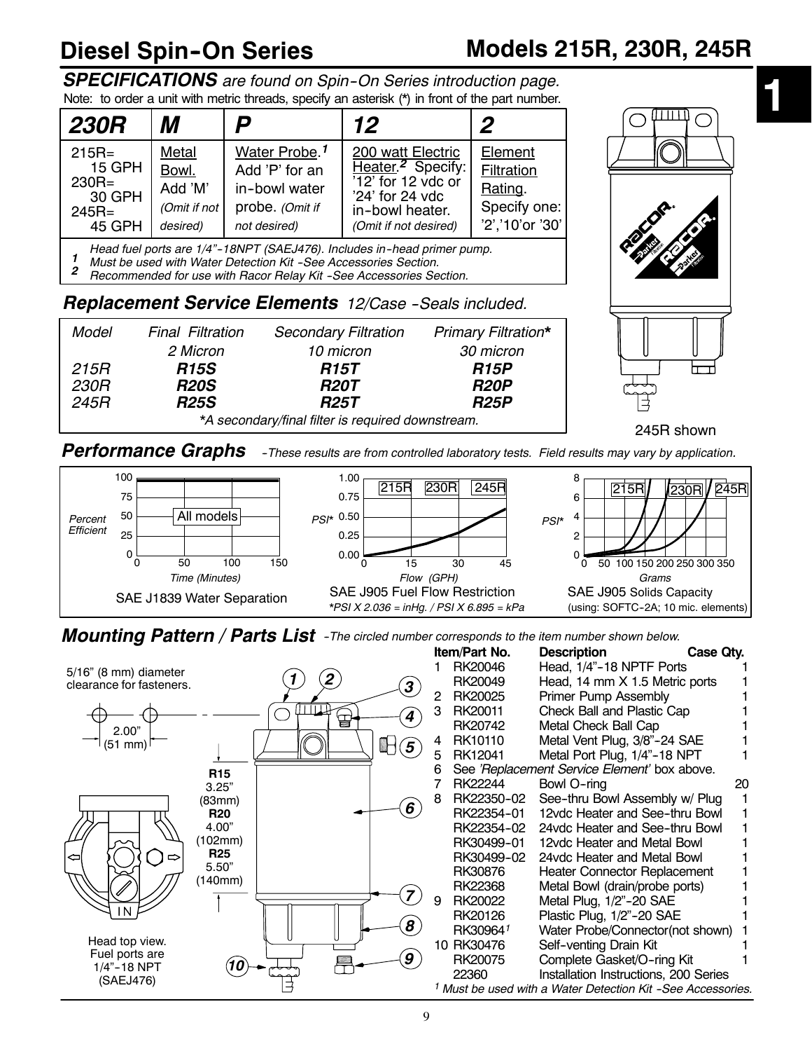# Diesel Spin-On Series

# Models 215R, 230R, 245R

***SPECIFICATIONS*** *are found on Spin-On Series introduction page.*

Note: to order a unit with metric threads, specify an asterisk (*) in front of the part number.

| 230R | M | P | 12 | 2 |
|---|---|---|---|---|
| 215R= 15 GPH<br>230R= 30 GPH<br>245R= 45 GPH | Metal Bowl. Add 'M' *(Omit if not desired)* | Water Probe.[1] Add 'P' for an in-bowl water probe. *(Omit if not desired)* | 200 watt Electric Heater.[2] Specify: '12' for 12 vdc or '24' for 24 vdc in-bowl heater. *(Omit if not desired)* | Element Filtration Rating. Specify one: '2','10'or '30' |

*Head fuel ports are 1/4"-18NPT (SAEJ476). Includes in-head primer pump.*

[1] *Must be used with Water Detection Kit -See Accessories Section.*

[2] *Recommended for use with Racor Relay Kit -See Accessories Section.*

## Replacement Service Elements *12/Case -Seals included.*

| Model | Final Filtration 2 Micron | Secondary Filtration 10 micron | Primary Filtration* 30 micron |
|---|---|---|---|
| 215R | **R15S** | **R15T** | **R15P** |
| 230R | **R20S** | **R20T** | **R20P** |
| 245R | **R25S** | **R25T** | **R25P** |

*A secondary/final filter is required downstream.

245R shown

## Performance Graphs *-These results are from controlled laboratory tests. Field results may vary by application.*

SAE J1839 Water Separation

SAE J905 Fuel Flow Restriction

*PSI X 2.036 = inHg. / PSI X 6.895 = kPa

SAE J905 Solids Capacity

(using: SOFTC-2A; 10 mic. elements)

## Mounting Pattern / Parts List *-The circled number corresponds to the item number shown below.*

5/16" (8 mm) diameter clearance for fasteners.

2.00" (51 mm)

**R15** 3.25" (83mm)
**R20** 4.00" (102mm)
**R25** 5.50" (140mm)

Head top view. Fuel ports are 1/4"-18 NPT (SAEJ476)

| Item | Part No. | Description | Case Qty. |
|---|---|---|---|
| 1 | RK20046 | Head, 1/4"-18 NPTF Ports | 1 |
| | RK20049 | Head, 14 mm X 1.5 Metric ports | 1 |
| 2 | RK20025 | Primer Pump Assembly | 1 |
| 3 | RK20011 | Check Ball and Plastic Cap | 1 |
| | RK20742 | Metal Check Ball Cap | 1 |
| 4 | RK10110 | Metal Vent Plug, 3/8"-24 SAE | 1 |
| 5 | RK12041 | Metal Port Plug, 1/4"-18 NPT | 1 |
| 6 | | See *'Replacement Service Element'* box above. | |
| 7 | RK22244 | Bowl O-ring | 20 |
| 8 | RK22350-02 | See-thru Bowl Assembly w/ Plug | 1 |
| | RK22354-01 | 12vdc Heater and See-thru Bowl | 1 |
| | RK22354-02 | 24vdc Heater and See-thru Bowl | 1 |
| | RK30499-01 | 12vdc Heater and Metal Bowl | 1 |
| | RK30499-02 | 24vdc Heater and Metal Bowl | 1 |
| | RK30876 | Heater Connector Replacement | 1 |
| | RK22368 | Metal Bowl (drain/probe ports) | 1 |
| 9 | RK20022 | Metal Plug, 1/2"-20 SAE | 1 |
| | RK20126 | Plastic Plug, 1/2"-20 SAE | 1 |
| | RK30964[1] | Water Probe/Connector(not shown) | 1 |
| 10 | RK30476 | Self-venting Drain Kit | 1 |
| | RK20075 | Complete Gasket/O-ring Kit | 1 |
| | 22360 | Installation Instructions, 200 Series | |

[1] *Must be used with a Water Detection Kit -See Accessories.*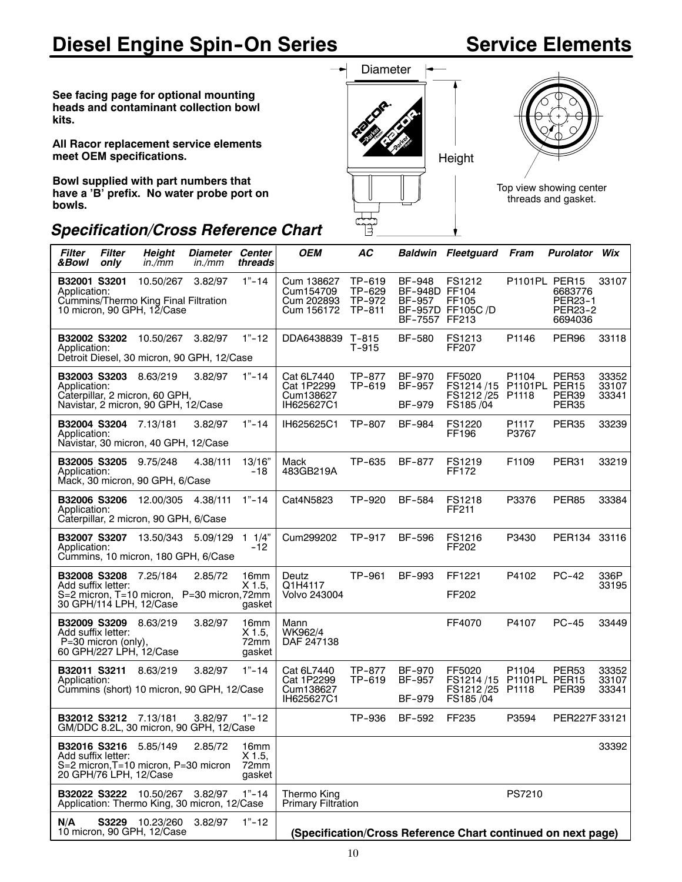# Diesel Engine Spin-On Series — Service Elements

**See facing page for optional mounting heads and contaminant collection bowl kits.**

**All Racor replacement service elements meet OEM specifications.**

**Bowl supplied with part numbers that have a 'B' prefix. No water probe port on bowls.**

Diameter

Height

Top view showing center threads and gasket.

## *Specification/Cross Reference Chart*

| *Filter &Bowl* | *Filter only* | *Height in./mm* | *Diameter in./mm* | *Center threads* | *OEM* | *AC* | *Baldwin* | *Fleetguard* | *Fram* | *Purolator* | *Wix* |
|---|---|---|---|---|---|---|---|---|---|---|---|
| **B32001** Application: Cummins/Thermo King Final Filtration 10 micron, 90 GPH, 12/Case | **S3201** | 10.50/267 | 3.82/97 | 1"-14 | Cum 138627 Cum154709 Cum 202893 Cum 156172 | TP-619 TP-629 TP-972 TP-811 | BF-948 BF-948D BF-957 BF-957D BF-7557 | FS1212 FF104 FF105 FF105C /D FF213 | P1101PL | PER15 6683776 PER23-1 PER23-2 6694036 | 33107 |
| **B32002** Application: Detroit Diesel, 30 micron, 90 GPH, 12/Case | **S3202** | 10.50/267 | 3.82/97 | 1"-12 | DDA6438839 | T-815 T-915 | BF-580 | FS1213 FF207 | P1146 | PER96 | 33118 |
| **B32003** Application: Caterpillar, 2 micron, 60 GPH, Navistar, 2 micron, 90 GPH, 12/Case | **S3203** | 8.63/219 | 3.82/97 | 1"-14 | Cat 6L7440 Cat 1P2299 Cum138627 IH625627C1 | TP-877 TP-619 | BF-970 BF-957 BF-979 | FF5020 FS1214 /15 FS1212 /25 FS185 /04 | P1104 P1101PL P1118 | PER53 PER15 PER39 PER35 | 33352 33107 33341 |
| **B32004** Application: Navistar, 30 micron, 40 GPH, 12/Case | **S3204** | 7.13/181 | 3.82/97 | 1"-14 | IH625625C1 | TP-807 | BF-984 | FS1220 FF196 | P1117 P3767 | PER35 | 33239 |
| **B32005** Application: Mack, 30 micron, 90 GPH, 6/Case | **S3205** | 9.75/248 | 4.38/111 | 13/16"-18 | Mack 483GB219A | TP-635 | BF-877 | FS1219 FF172 | F1109 | PER31 | 33219 |
| **B32006** Application: Caterpillar, 2 micron, 90 GPH, 6/Case | **S3206** | 12.00/305 | 4.38/111 | 1"-14 | Cat4N5823 | TP-920 | BF-584 | FS1218 FF211 | P3376 | PER85 | 33384 |
| **B32007** Application: Cummins, 10 micron, 180 GPH, 6/Case | **S3207** | 13.50/343 | 5.09/129 | 1 1/4"-12 | Cum299202 | TP-917 | BF-596 | FS1216 FF202 | P3430 | PER134 | 33116 |
| **B32008** Add suffix letter: S=2 micron, T=10 micron, P=30 micron, 30 GPH/114 LPH, 12/Case | **S3208** | 7.25/184 | 2.85/72 | 16mm X 1.5, 72mm gasket | Deutz Q1H4117 Volvo 243004 | TP-961 | BF-993 | FF1221 FF202 | P4102 | PC-42 | 336P 33195 |
| **B32009** Add suffix letter: P=30 micron (only), 60 GPH/227 LPH, 12/Case | **S3209** | 8.63/219 | 3.82/97 | 16mm X 1.5, 72mm gasket | Mann WK962/4 DAF 247138 | | | FF4070 | P4107 | PC-45 | 33449 |
| **B32011** Application: Cummins (short) 10 micron, 90 GPH, 12/Case | **S3211** | 8.63/219 | 3.82/97 | 1"-14 | Cat 6L7440 Cat 1P2299 Cum138627 IH625627C1 | TP-877 TP-619 | BF-970 BF-957 BF-979 | FF5020 FS1214 /15 FS1212 /25 FS185 /04 | P1104 P1101PL P1118 | PER53 PER15 PER39 | 33352 33107 33341 |
| **B32012** GM/DDC 8.2L, 30 micron, 90 GPH, 12/Case | **S3212** | 7.13/181 | 3.82/97 | 1"-12 | | TP-936 | BF-592 | FF235 | P3594 | PER227F | 33121 |
| **B32016** Add suffix letter: S=2 micron, T=10 micron, P=30 micron 20 GPH/76 LPH, 12/Case | **S3216** | 5.85/149 | 2.85/72 | 16mm X 1.5, 72mm gasket | | | | | | | 33392 |
| **B32022** Application: Thermo King, 30 micron, 12/Case | **S3222** | 10.50/267 | 3.82/97 | 1"-14 | Thermo King Primary Filtration | | | | PS7210 | | |
| **N/A** 10 micron, 90 GPH, 12/Case | **S3229** | 10.23/260 | 3.82/97 | 1"-12 | | | | | | | |

**(Specification/Cross Reference Chart continued on next page)**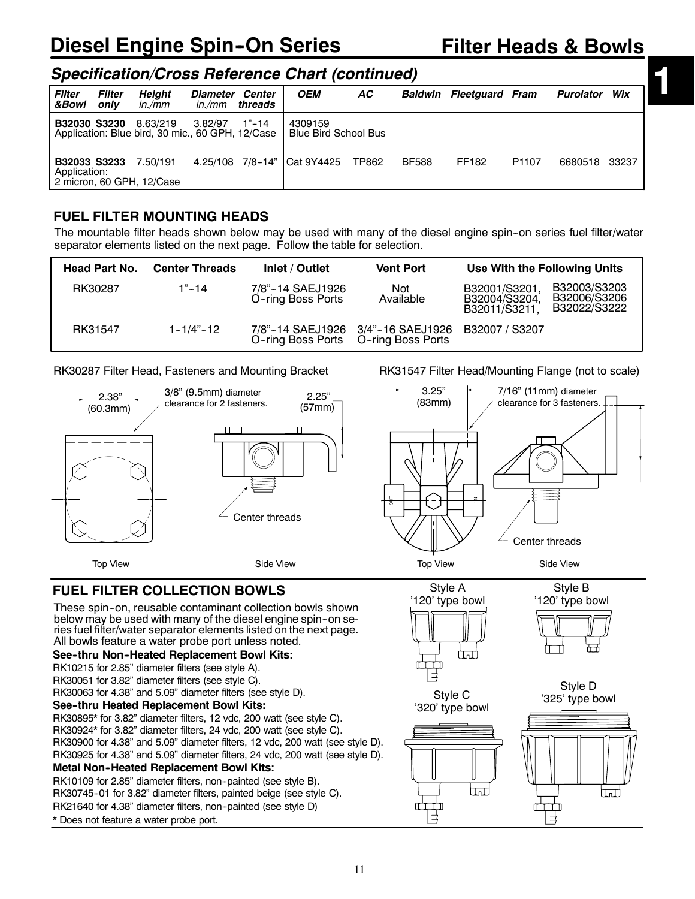# Diesel Engine Spin-On Series — Filter Heads & Bowls

## *Specification/Cross Reference Chart (continued)*

| *Filter &Bowl* | *Filter only* | *Height in./mm* | *Diameter in./mm* | *Center threads* | *OEM* | *AC* | *Baldwin* | *Fleetguard* | *Fram* | *Purolator* | *Wix* |
|---|---|---|---|---|---|---|---|---|---|---|---|
| **B32030** | **S3230** | 8.63/219 | 3.82/97 | 1"-14 | 4309159 Blue Bird School Bus | | | | | | |
| Application: Blue bird, 30 mic., 60 GPH, 12/Case | | | | | | | | | | | |
| **B32033** | **S3233** | 7.50/191 | 4.25/108 | 7/8-14" | Cat 9Y4425 | TP862 | BF588 | FF182 | P1107 | 6680518 | 33237 |
| Application: 2 micron, 60 GPH, 12/Case | | | | | | | | | | | |

## FUEL FILTER MOUNTING HEADS

The mountable filter heads shown below may be used with many of the diesel engine spin-on series fuel filter/water separator elements listed on the next page. Follow the table for selection.

| Head Part No. | Center Threads | Inlet / Outlet | Vent Port | Use With the Following Units |
|---|---|---|---|---|
| RK30287 | 1"-14 | 7/8"-14 SAEJ1926 O-ring Boss Ports | Not Available | B32001/S3201, B32004/S3204, B32011/S3211, B32003/S3203, B32006/S3206, B32022/S3222 |
| RK31547 | 1-1/4"-12 | 7/8"-14 SAEJ1926 O-ring Boss Ports | 3/4"-16 SAEJ1926 O-ring Boss Ports | B32007 / S3207 |

RK30287 Filter Head, Fasteners and Mounting Bracket

2.38" (60.3mm) — 3/8" (9.5mm) diameter clearance for 2 fasteners. — 2.25" (57mm) — Center threads

Top View — Side View

RK31547 Filter Head/Mounting Flange (not to scale)

3.25" (83mm) — 7/16" (11mm) diameter clearance for 3 fasteners. — Center threads

Top View — Side View

## FUEL FILTER COLLECTION BOWLS

These spin-on, reusable contaminant collection bowls shown below may be used with many of the diesel engine spin-on series fuel filter/water separator elements listed on the next page. All bowls feature a water probe port unless noted.

**See-thru Non-Heated Replacement Bowl Kits:**
RK10215 for 2.85" diameter filters (see style A).
RK30051 for 3.82" diameter filters (see style C).
RK30063 for 4.38" and 5.09" diameter filters (see style D).

**See-thru Heated Replacement Bowl Kits:**
RK30895* for 3.82" diameter filters, 12 vdc, 200 watt (see style C).
RK30924* for 3.82" diameter filters, 24 vdc, 200 watt (see style C).
RK30900 for 4.38" and 5.09" diameter filters, 12 vdc, 200 watt (see style D).
RK30925 for 4.38" and 5.09" diameter filters, 24 vdc, 200 watt (see style D).

**Metal Non-Heated Replacement Bowl Kits:**
RK10109 for 2.85" diameter filters, non-painted (see style B).
RK30745-01 for 3.82" diameter filters, painted beige (see style C).
RK21640 for 4.38" diameter filters, non-painted (see style D)

* Does not feature a water probe port.

Style A '120' type bowl

Style B '120' type bowl

Style C '320' type bowl

Style D '325' type bowl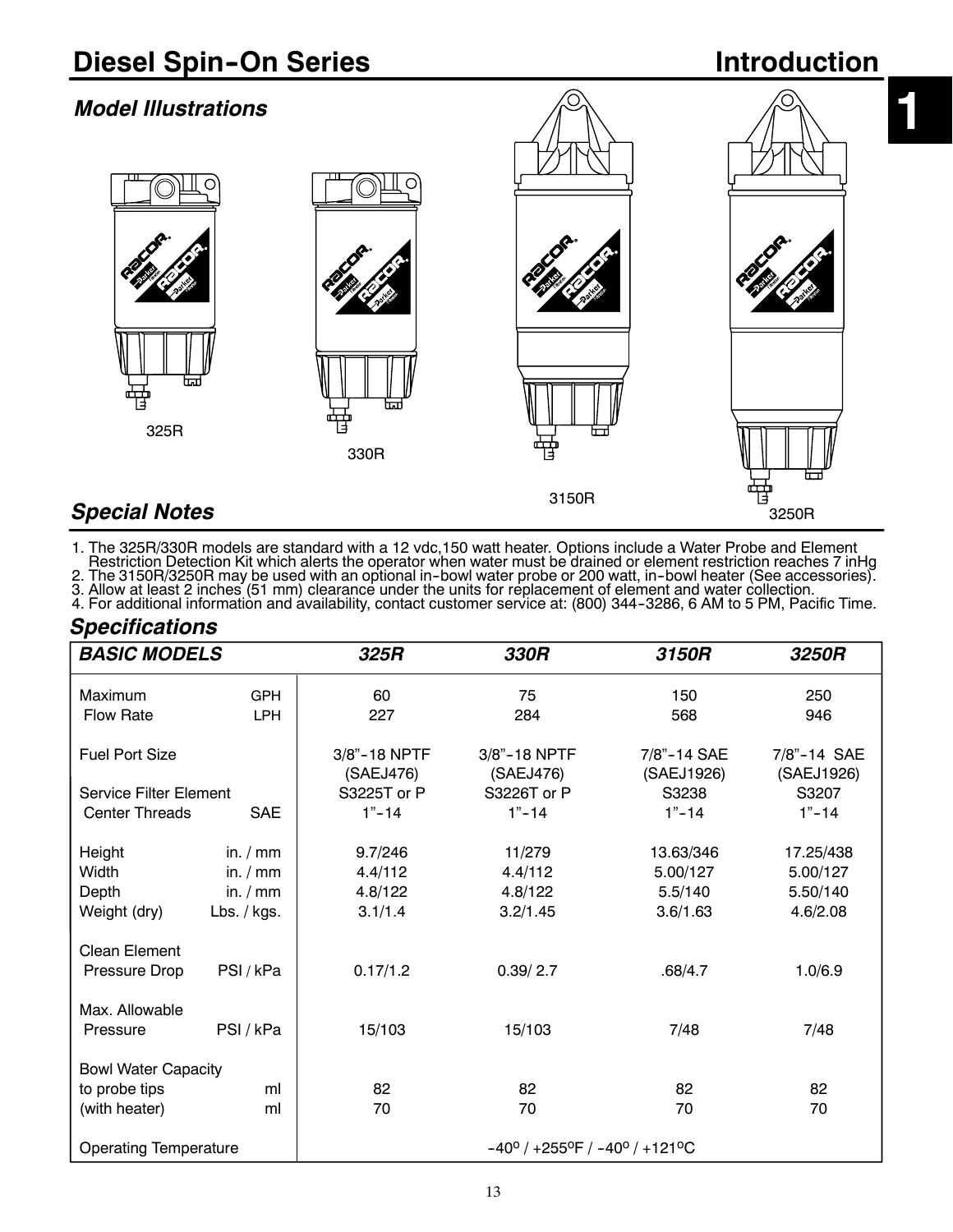# Diesel Spin-On Series — Introduction

## Model Illustrations

325R

330R

3150R

3250R

## Special Notes

1. The 325R/330R models are standard with a 12 vdc,150 watt heater. Options include a Water Probe and Element Restriction Detection Kit which alerts the operator when water must be drained or element restriction reaches 7 inHg
2. The 3150R/3250R may be used with an optional in-bowl water probe or 200 watt, in-bowl heater (See accessories).
3. Allow at least 2 inches (51 mm) clearance under the units for replacement of element and water collection.
4. For additional information and availability, contact customer service at: (800) 344-3286, 6 AM to 5 PM, Pacific Time.

## Specifications

| *BASIC MODELS* | | *325R* | *330R* | *3150R* | *3250R* |
|---|---|---|---|---|---|
| Maximum | GPH | 60 | 75 | 150 | 250 |
| Flow Rate | LPH | 227 | 284 | 568 | 946 |
| Fuel Port Size | | 3/8”-18 NPTF (SAEJ476) | 3/8”-18 NPTF (SAEJ476) | 7/8”-14 SAE (SAEJ1926) | 7/8”-14 SAE (SAEJ1926) |
| Service Filter Element | | S3225T or P | S3226T or P | S3238 | S3207 |
| Center Threads | SAE | 1”-14 | 1”-14 | 1”-14 | 1”-14 |
| Height | in. / mm | 9.7/246 | 11/279 | 13.63/346 | 17.25/438 |
| Width | in. / mm | 4.4/112 | 4.4/112 | 5.00/127 | 5.00/127 |
| Depth | in. / mm | 4.8/122 | 4.8/122 | 5.5/140 | 5.50/140 |
| Weight (dry) | Lbs. / kgs. | 3.1/1.4 | 3.2/1.45 | 3.6/1.63 | 4.6/2.08 |
| Clean Element Pressure Drop | PSI / kPa | 0.17/1.2 | 0.39/ 2.7 | .68/4.7 | 1.0/6.9 |
| Max. Allowable Pressure | PSI / kPa | 15/103 | 15/103 | 7/48 | 7/48 |
| Bowl Water Capacity to probe tips | ml | 82 | 82 | 82 | 82 |
| (with heater) | ml | 70 | 70 | 70 | 70 |
| Operating Temperature | | -40º / +255ºF / -40º / +121ºC | | | |